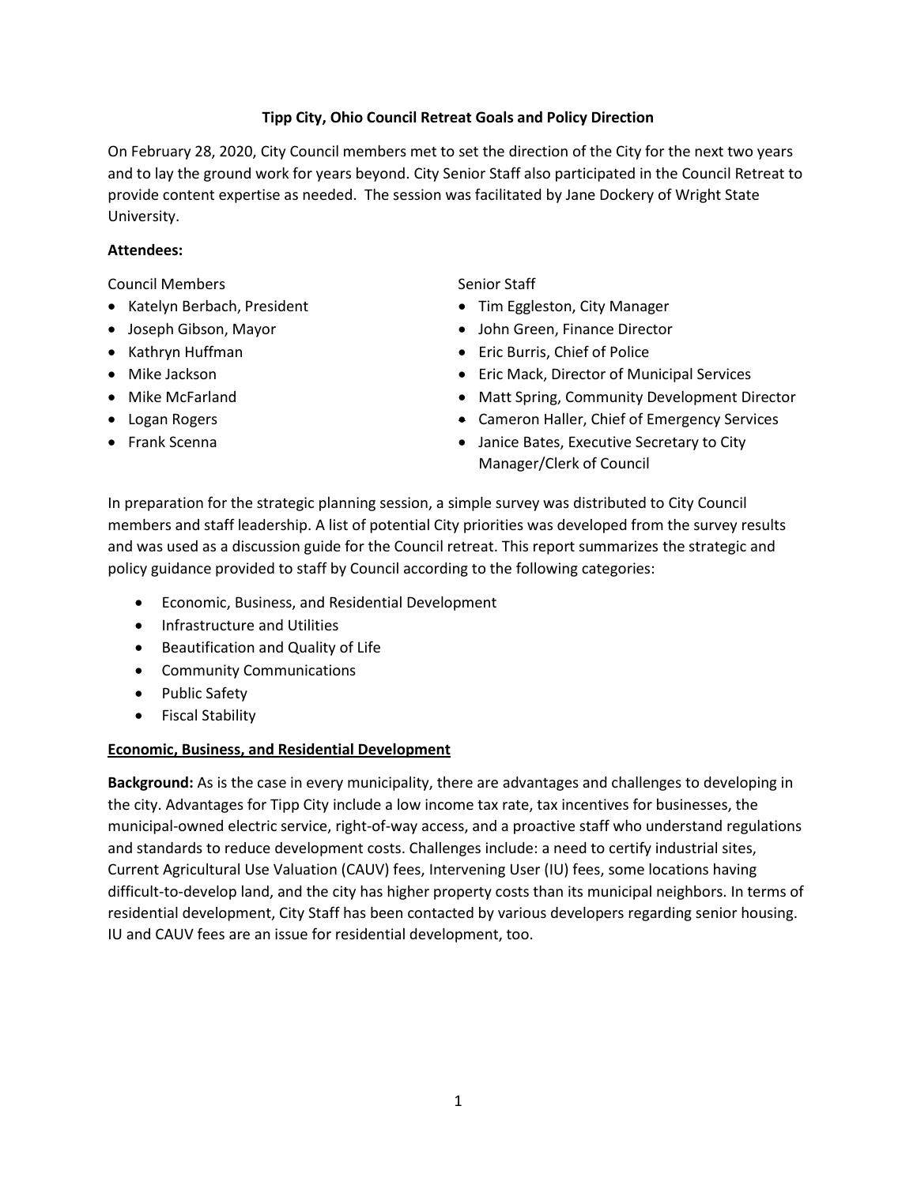# Tipp City, Ohio Council Retreat Goals and Policy Direction

On February 28, 2020, City Council members met to set the direction of the City for the next two years and to lay the ground work for years beyond. City Senior Staff also participated in the Council Retreat to provide content expertise as needed. The session was facilitated by Jane Dockery of Wright State University.

**Attendees:**

Council Members

- Katelyn Berbach, President
- Joseph Gibson, Mayor
- Kathryn Huffman
- Mike Jackson
- Mike McFarland
- Logan Rogers
- Frank Scenna

Senior Staff

- Tim Eggleston, City Manager
- John Green, Finance Director
- Eric Burris, Chief of Police
- Eric Mack, Director of Municipal Services
- Matt Spring, Community Development Director
- Cameron Haller, Chief of Emergency Services
- Janice Bates, Executive Secretary to City Manager/Clerk of Council

In preparation for the strategic planning session, a simple survey was distributed to City Council members and staff leadership. A list of potential City priorities was developed from the survey results and was used as a discussion guide for the Council retreat. This report summarizes the strategic and policy guidance provided to staff by Council according to the following categories:

- Economic, Business, and Residential Development
- Infrastructure and Utilities
- Beautification and Quality of Life
- Community Communications
- Public Safety
- Fiscal Stability

## Economic, Business, and Residential Development

**Background:** As is the case in every municipality, there are advantages and challenges to developing in the city. Advantages for Tipp City include a low income tax rate, tax incentives for businesses, the municipal-owned electric service, right-of-way access, and a proactive staff who understand regulations and standards to reduce development costs. Challenges include: a need to certify industrial sites, Current Agricultural Use Valuation (CAUV) fees, Intervening User (IU) fees, some locations having difficult-to-develop land, and the city has higher property costs than its municipal neighbors. In terms of residential development, City Staff has been contacted by various developers regarding senior housing. IU and CAUV fees are an issue for residential development, too.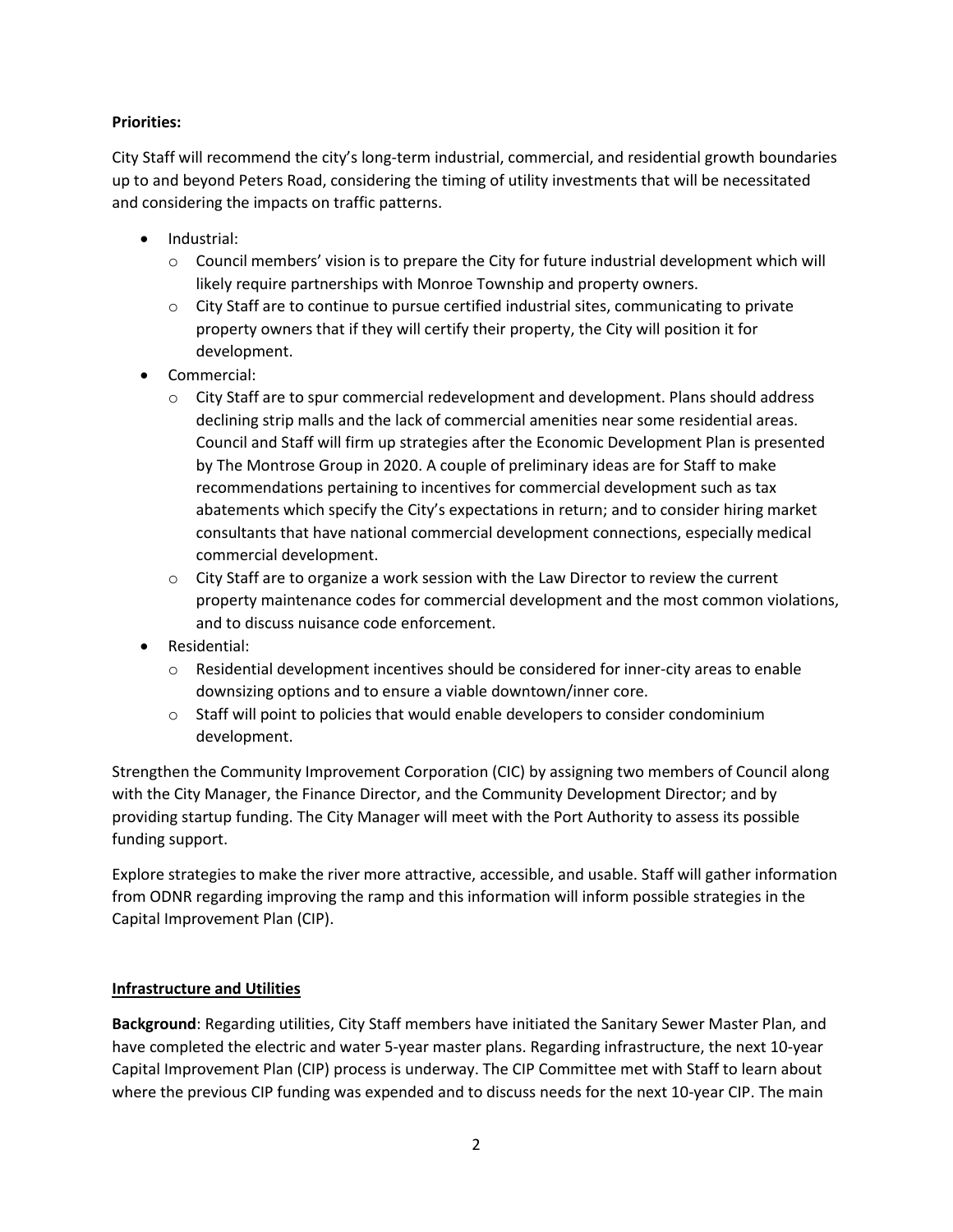**Priorities:**

City Staff will recommend the city's long-term industrial, commercial, and residential growth boundaries up to and beyond Peters Road, considering the timing of utility investments that will be necessitated and considering the impacts on traffic patterns.

- Industrial:
  - Council members' vision is to prepare the City for future industrial development which will likely require partnerships with Monroe Township and property owners.
  - City Staff are to continue to pursue certified industrial sites, communicating to private property owners that if they will certify their property, the City will position it for development.
- Commercial:
  - City Staff are to spur commercial redevelopment and development. Plans should address declining strip malls and the lack of commercial amenities near some residential areas. Council and Staff will firm up strategies after the Economic Development Plan is presented by The Montrose Group in 2020. A couple of preliminary ideas are for Staff to make recommendations pertaining to incentives for commercial development such as tax abatements which specify the City's expectations in return; and to consider hiring market consultants that have national commercial development connections, especially medical commercial development.
  - City Staff are to organize a work session with the Law Director to review the current property maintenance codes for commercial development and the most common violations, and to discuss nuisance code enforcement.
- Residential:
  - Residential development incentives should be considered for inner-city areas to enable downsizing options and to ensure a viable downtown/inner core.
  - Staff will point to policies that would enable developers to consider condominium development.

Strengthen the Community Improvement Corporation (CIC) by assigning two members of Council along with the City Manager, the Finance Director, and the Community Development Director; and by providing startup funding. The City Manager will meet with the Port Authority to assess its possible funding support.

Explore strategies to make the river more attractive, accessible, and usable. Staff will gather information from ODNR regarding improving the ramp and this information will inform possible strategies in the Capital Improvement Plan (CIP).

## Infrastructure and Utilities

**Background**: Regarding utilities, City Staff members have initiated the Sanitary Sewer Master Plan, and have completed the electric and water 5-year master plans. Regarding infrastructure, the next 10-year Capital Improvement Plan (CIP) process is underway. The CIP Committee met with Staff to learn about where the previous CIP funding was expended and to discuss needs for the next 10-year CIP. The main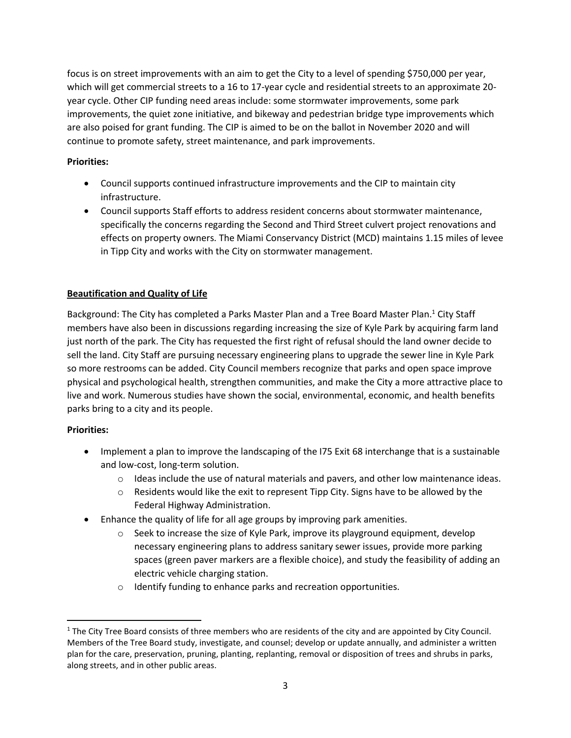focus is on street improvements with an aim to get the City to a level of spending $750,000 per year, which will get commercial streets to a 16 to 17-year cycle and residential streets to an approximate 20-year cycle. Other CIP funding need areas include: some stormwater improvements, some park improvements, the quiet zone initiative, and bikeway and pedestrian bridge type improvements which are also poised for grant funding. The CIP is aimed to be on the ballot in November 2020 and will continue to promote safety, street maintenance, and park improvements.

**Priorities:**

- Council supports continued infrastructure improvements and the CIP to maintain city infrastructure.
- Council supports Staff efforts to address resident concerns about stormwater maintenance, specifically the concerns regarding the Second and Third Street culvert project renovations and effects on property owners. The Miami Conservancy District (MCD) maintains 1.15 miles of levee in Tipp City and works with the City on stormwater management.

**<u>Beautification and Quality of Life</u>**

Background: The City has completed a Parks Master Plan and a Tree Board Master Plan.[1] City Staff members have also been in discussions regarding increasing the size of Kyle Park by acquiring farm land just north of the park. The City has requested the first right of refusal should the land owner decide to sell the land. City Staff are pursuing necessary engineering plans to upgrade the sewer line in Kyle Park so more restrooms can be added. City Council members recognize that parks and open space improve physical and psychological health, strengthen communities, and make the City a more attractive place to live and work. Numerous studies have shown the social, environmental, economic, and health benefits parks bring to a city and its people.

**Priorities:**

- Implement a plan to improve the landscaping of the I75 Exit 68 interchange that is a sustainable and low-cost, long-term solution.
  - Ideas include the use of natural materials and pavers, and other low maintenance ideas.
  - Residents would like the exit to represent Tipp City. Signs have to be allowed by the Federal Highway Administration.
- Enhance the quality of life for all age groups by improving park amenities.
  - Seek to increase the size of Kyle Park, improve its playground equipment, develop necessary engineering plans to address sanitary sewer issues, provide more parking spaces (green paver markers are a flexible choice), and study the feasibility of adding an electric vehicle charging station.
  - Identify funding to enhance parks and recreation opportunities.

[1] The City Tree Board consists of three members who are residents of the city and are appointed by City Council. Members of the Tree Board study, investigate, and counsel; develop or update annually, and administer a written plan for the care, preservation, pruning, planting, replanting, removal or disposition of trees and shrubs in parks, along streets, and in other public areas.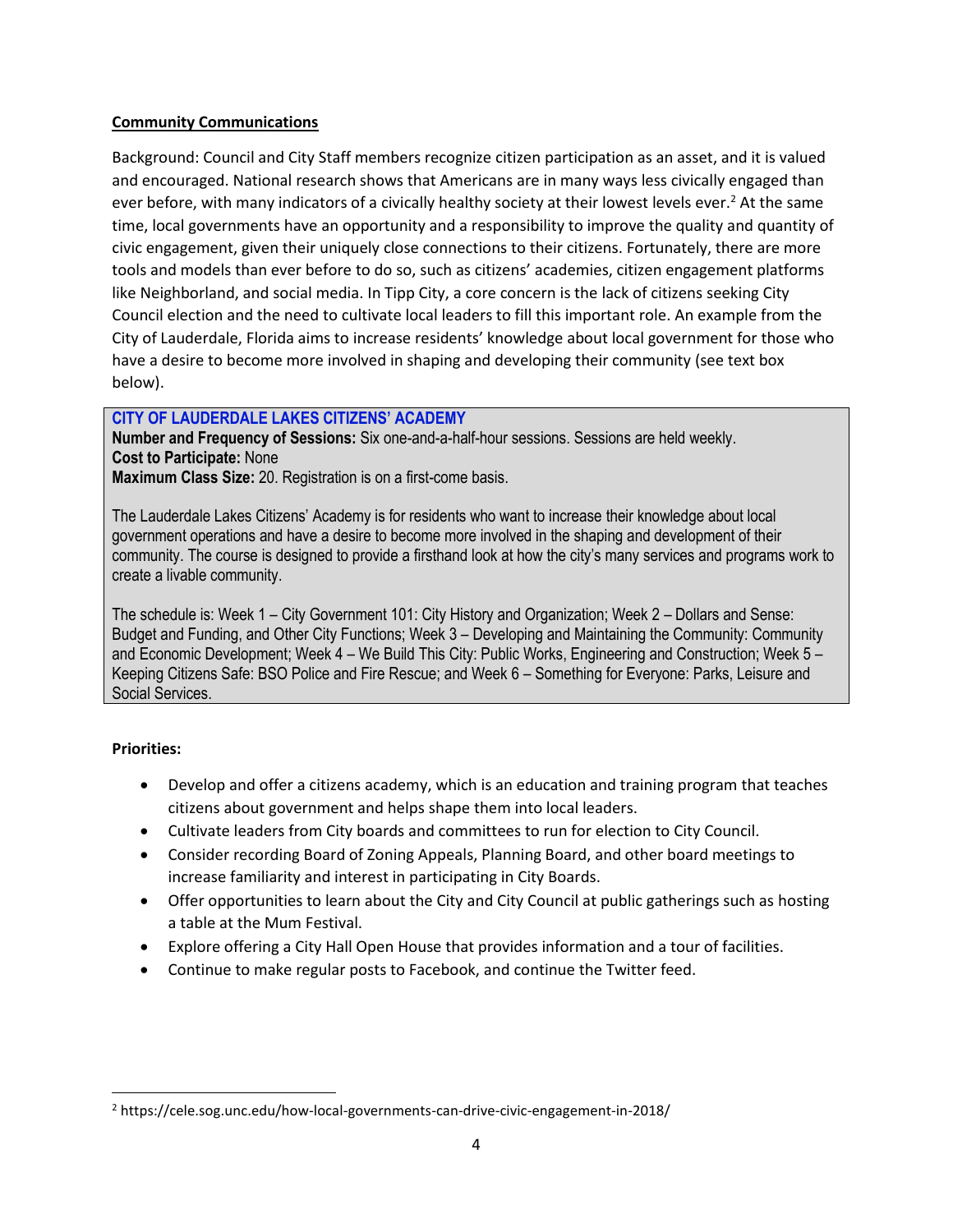## Community Communications

Background: Council and City Staff members recognize citizen participation as an asset, and it is valued and encouraged. National research shows that Americans are in many ways less civically engaged than ever before, with many indicators of a civically healthy society at their lowest levels ever.[2] At the same time, local governments have an opportunity and a responsibility to improve the quality and quantity of civic engagement, given their uniquely close connections to their citizens. Fortunately, there are more tools and models than ever before to do so, such as citizens' academies, citizen engagement platforms like Neighborland, and social media. In Tipp City, a core concern is the lack of citizens seeking City Council election and the need to cultivate local leaders to fill this important role. An example from the City of Lauderdale, Florida aims to increase residents' knowledge about local government for those who have a desire to become more involved in shaping and developing their community (see text box below).

> **CITY OF LAUDERDALE LAKES CITIZENS' ACADEMY**
> **Number and Frequency of Sessions:** Six one-and-a-half-hour sessions. Sessions are held weekly.
> **Cost to Participate:** None
> **Maximum Class Size:** 20. Registration is on a first-come basis.
>
> The Lauderdale Lakes Citizens' Academy is for residents who want to increase their knowledge about local government operations and have a desire to become more involved in the shaping and development of their community. The course is designed to provide a firsthand look at how the city's many services and programs work to create a livable community.
>
> The schedule is: Week 1 – City Government 101: City History and Organization; Week 2 – Dollars and Sense: Budget and Funding, and Other City Functions; Week 3 – Developing and Maintaining the Community: Community and Economic Development; Week 4 – We Build This City: Public Works, Engineering and Construction; Week 5 – Keeping Citizens Safe: BSO Police and Fire Rescue; and Week 6 – Something for Everyone: Parks, Leisure and Social Services.

**Priorities:**

- Develop and offer a citizens academy, which is an education and training program that teaches citizens about government and helps shape them into local leaders.
- Cultivate leaders from City boards and committees to run for election to City Council.
- Consider recording Board of Zoning Appeals, Planning Board, and other board meetings to increase familiarity and interest in participating in City Boards.
- Offer opportunities to learn about the City and City Council at public gatherings such as hosting a table at the Mum Festival.
- Explore offering a City Hall Open House that provides information and a tour of facilities.
- Continue to make regular posts to Facebook, and continue the Twitter feed.

---

[2] https://cele.sog.unc.edu/how-local-governments-can-drive-civic-engagement-in-2018/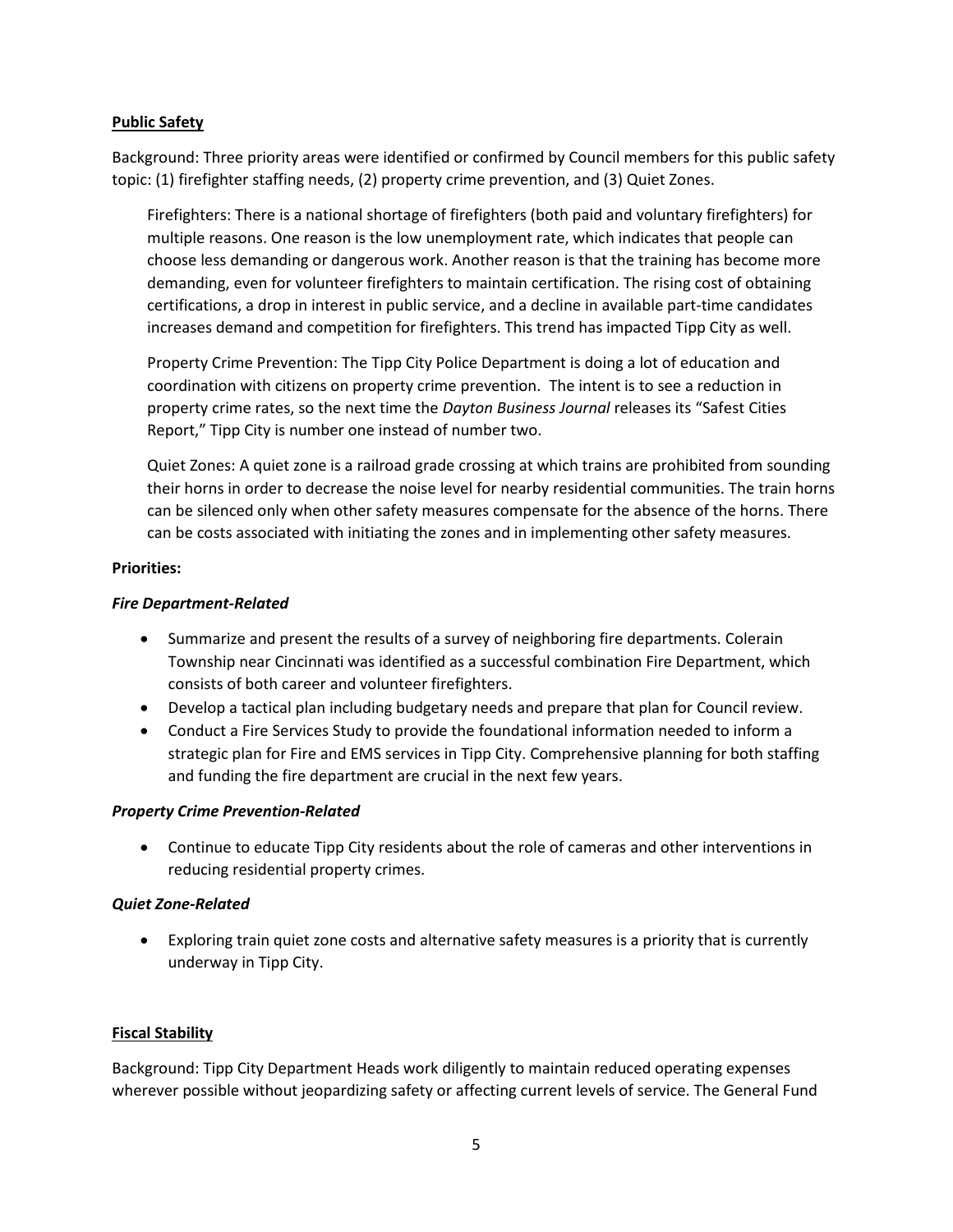**Public Safety**

Background: Three priority areas were identified or confirmed by Council members for this public safety topic: (1) firefighter staffing needs, (2) property crime prevention, and (3) Quiet Zones.

Firefighters: There is a national shortage of firefighters (both paid and voluntary firefighters) for multiple reasons. One reason is the low unemployment rate, which indicates that people can choose less demanding or dangerous work. Another reason is that the training has become more demanding, even for volunteer firefighters to maintain certification. The rising cost of obtaining certifications, a drop in interest in public service, and a decline in available part-time candidates increases demand and competition for firefighters. This trend has impacted Tipp City as well.

Property Crime Prevention: The Tipp City Police Department is doing a lot of education and coordination with citizens on property crime prevention. The intent is to see a reduction in property crime rates, so the next time the *Dayton Business Journal* releases its "Safest Cities Report," Tipp City is number one instead of number two.

Quiet Zones: A quiet zone is a railroad grade crossing at which trains are prohibited from sounding their horns in order to decrease the noise level for nearby residential communities. The train horns can be silenced only when other safety measures compensate for the absence of the horns. There can be costs associated with initiating the zones and in implementing other safety measures.

**Priorities:**

***Fire Department-Related***

- Summarize and present the results of a survey of neighboring fire departments. Colerain Township near Cincinnati was identified as a successful combination Fire Department, which consists of both career and volunteer firefighters.
- Develop a tactical plan including budgetary needs and prepare that plan for Council review.
- Conduct a Fire Services Study to provide the foundational information needed to inform a strategic plan for Fire and EMS services in Tipp City. Comprehensive planning for both staffing and funding the fire department are crucial in the next few years.

***Property Crime Prevention-Related***

- Continue to educate Tipp City residents about the role of cameras and other interventions in reducing residential property crimes.

***Quiet Zone-Related***

- Exploring train quiet zone costs and alternative safety measures is a priority that is currently underway in Tipp City.

**Fiscal Stability**

Background: Tipp City Department Heads work diligently to maintain reduced operating expenses wherever possible without jeopardizing safety or affecting current levels of service. The General Fund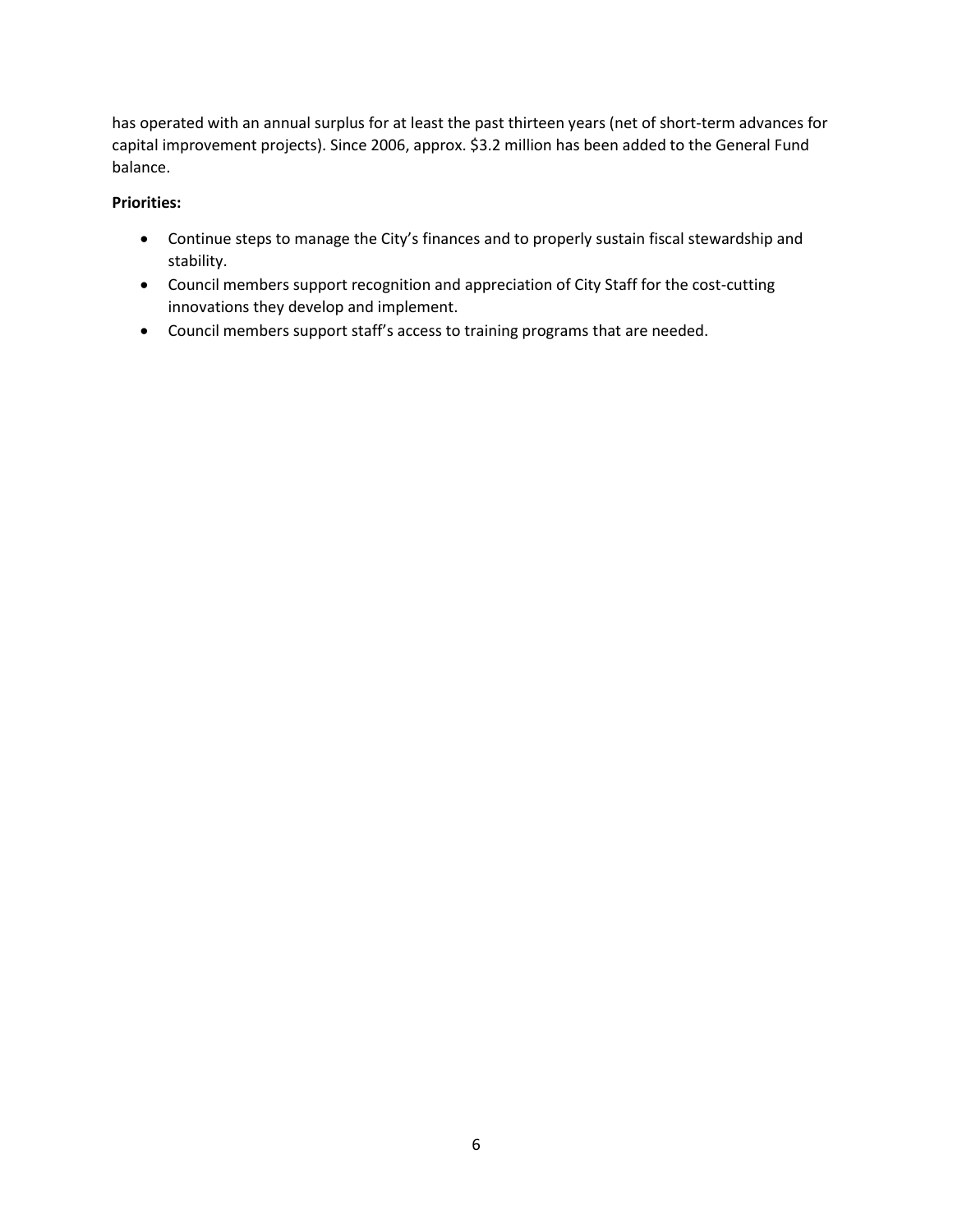has operated with an annual surplus for at least the past thirteen years (net of short-term advances for capital improvement projects). Since 2006, approx. $3.2 million has been added to the General Fund balance.

**Priorities:**

- Continue steps to manage the City's finances and to properly sustain fiscal stewardship and stability.
- Council members support recognition and appreciation of City Staff for the cost-cutting innovations they develop and implement.
- Council members support staff's access to training programs that are needed.